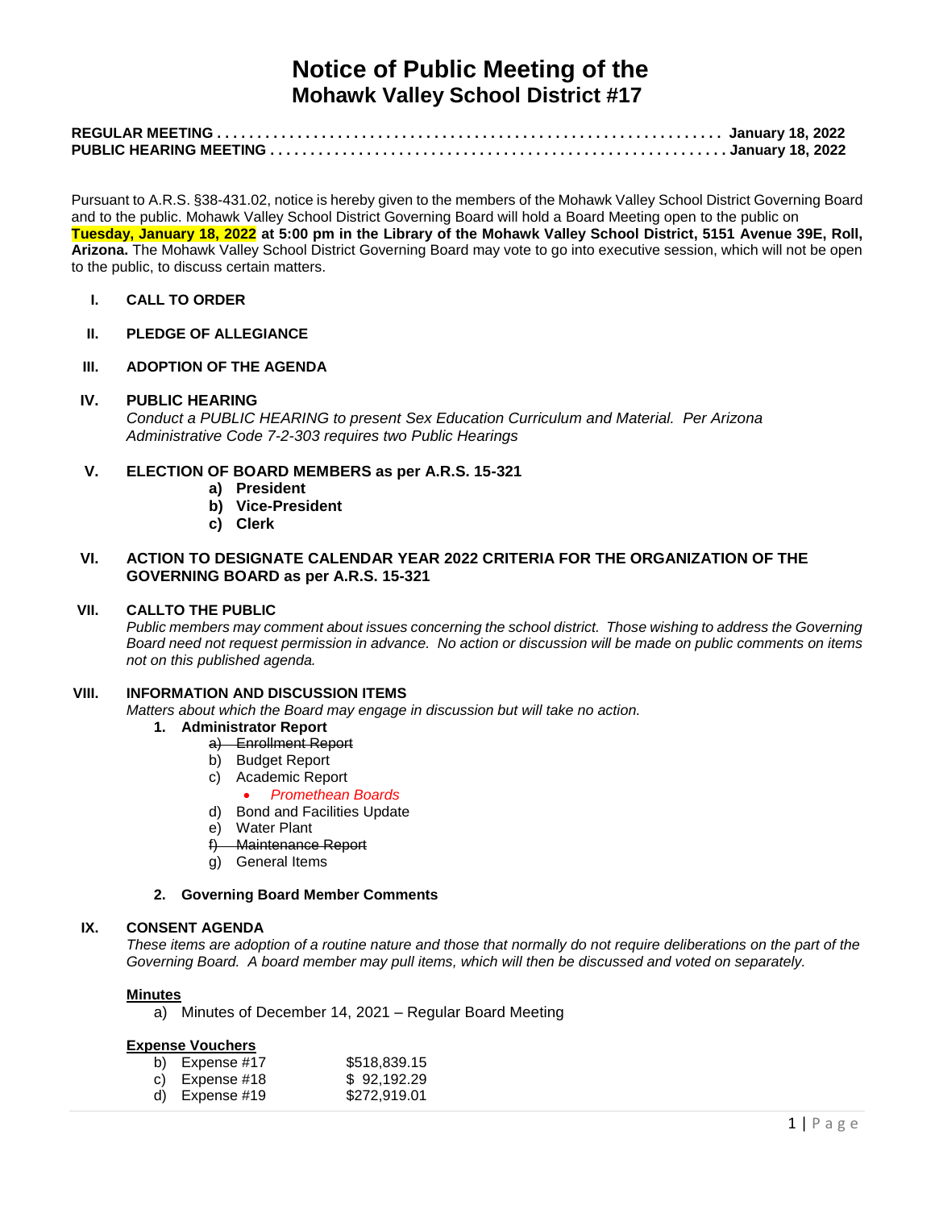# Notice of Public Meeting of the
## Mohawk Valley School District #17

**REGULAR MEETING . . . . . . . . . . . . . . . . . . . . . . . . . . . . . . . . . . . . . . . . . . . . . . . . . . . . . . . . . . . . January 18, 2022**
**PUBLIC HEARING MEETING . . . . . . . . . . . . . . . . . . . . . . . . . . . . . . . . . . . . . . . . . . . . . . . . . . . . . . January 18, 2022**

Pursuant to A.R.S. §38-431.02, notice is hereby given to the members of the Mohawk Valley School District Governing Board and to the public. Mohawk Valley School District Governing Board will hold a Board Meeting open to the public on **Tuesday, January 18, 2022 at 5:00 pm in the Library of the Mohawk Valley School District, 5151 Avenue 39E, Roll, Arizona.** The Mohawk Valley School District Governing Board may vote to go into executive session, which will not be open to the public, to discuss certain matters.

**I. CALL TO ORDER**

**II. PLEDGE OF ALLEGIANCE**

**III. ADOPTION OF THE AGENDA**

**IV. PUBLIC HEARING**
*Conduct a PUBLIC HEARING to present Sex Education Curriculum and Material. Per Arizona Administrative Code 7-2-303 requires two Public Hearings*

**V. ELECTION OF BOARD MEMBERS as per A.R.S. 15-321**
- **a) President**
- **b) Vice-President**
- **c) Clerk**

**VI. ACTION TO DESIGNATE CALENDAR YEAR 2022 CRITERIA FOR THE ORGANIZATION OF THE GOVERNING BOARD as per A.R.S. 15-321**

**VII. CALLTO THE PUBLIC**
*Public members may comment about issues concerning the school district. Those wishing to address the Governing Board need not request permission in advance. No action or discussion will be made on public comments on items not on this published agenda.*

**VIII. INFORMATION AND DISCUSSION ITEMS**
*Matters about which the Board may engage in discussion but will take no action.*

1. **Administrator Report**
   - ~~a) Enrollment Report~~
   - b) Budget Report
   - c) Academic Report
     - *Promethean Boards*
   - d) Bond and Facilities Update
   - e) Water Plant
   - ~~f) Maintenance Report~~
   - g) General Items

2. **Governing Board Member Comments**

**IX. CONSENT AGENDA**
*These items are adoption of a routine nature and those that normally do not require deliberations on the part of the Governing Board. A board member may pull items, which will then be discussed and voted on separately.*

**Minutes**
- a) Minutes of December 14, 2021 – Regular Board Meeting

**Expense Vouchers**

| | |
|---|---|
| b) Expense #17 | $518,839.15 |
| c) Expense #18 | $ 92,192.29 |
| d) Expense #19 | $272,919.01 |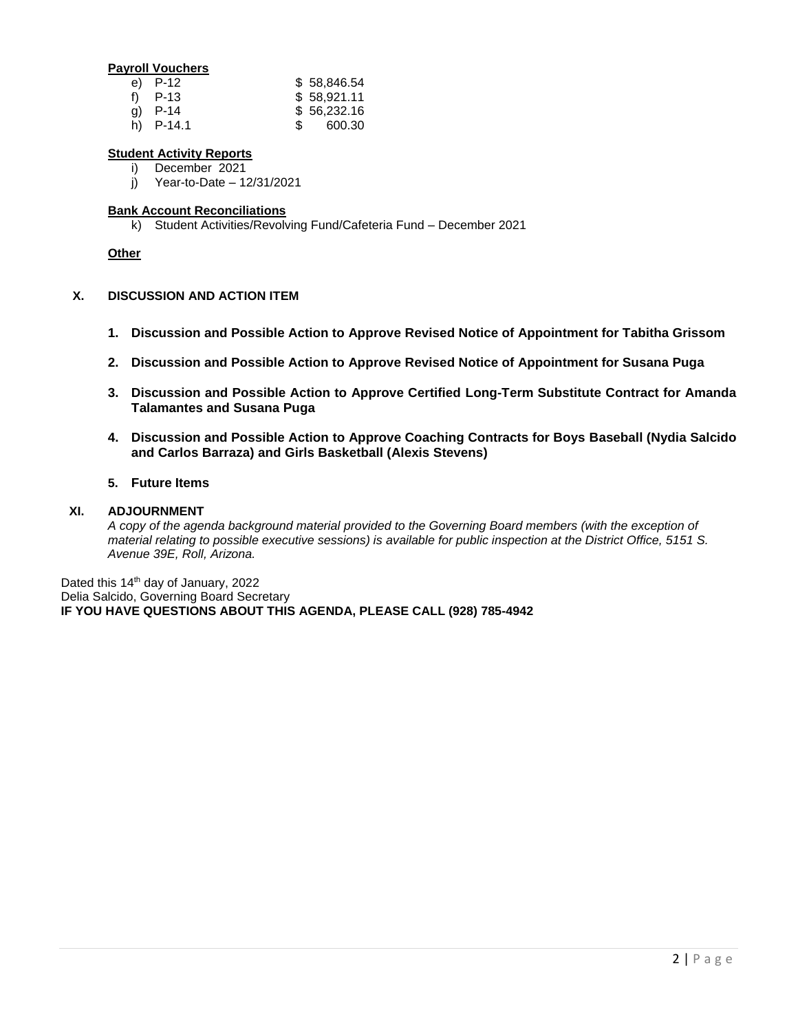**Payroll Vouchers**

| | | |
|---|---|---|
| e) | P-12 | $ 58,846.54 |
| f) | P-13 | $ 58,921.11 |
| g) | P-14 | $ 56,232.16 |
| h) | P-14.1 | $ 600.30 |

**Student Activity Reports**

i) December 2021

j) Year-to-Date – 12/31/2021

**Bank Account Reconciliations**

k) Student Activities/Revolving Fund/Cafeteria Fund – December 2021

**Other**

## X. DISCUSSION AND ACTION ITEM

1. **Discussion and Possible Action to Approve Revised Notice of Appointment for Tabitha Grissom**

2. **Discussion and Possible Action to Approve Revised Notice of Appointment for Susana Puga**

3. **Discussion and Possible Action to Approve Certified Long-Term Substitute Contract for Amanda Talamantes and Susana Puga**

4. **Discussion and Possible Action to Approve Coaching Contracts for Boys Baseball (Nydia Salcido and Carlos Barraza) and Girls Basketball (Alexis Stevens)**

5. **Future Items**

## XI. ADJOURNMENT

*A copy of the agenda background material provided to the Governing Board members (with the exception of material relating to possible executive sessions) is available for public inspection at the District Office, 5151 S. Avenue 39E, Roll, Arizona.*

Dated this 14th day of January, 2022
Delia Salcido, Governing Board Secretary
**IF YOU HAVE QUESTIONS ABOUT THIS AGENDA, PLEASE CALL (928) 785-4942**